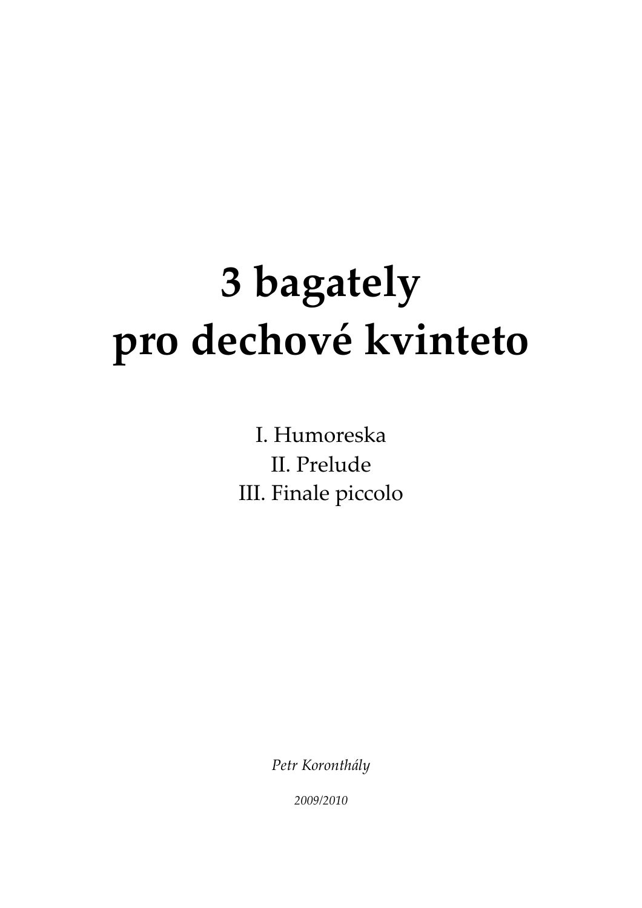# 3 bagately pro dechové kvinteto

I. Humoreska
II. Prelude
III. Finale piccolo

*Petr Koronthály*

*2009/2010*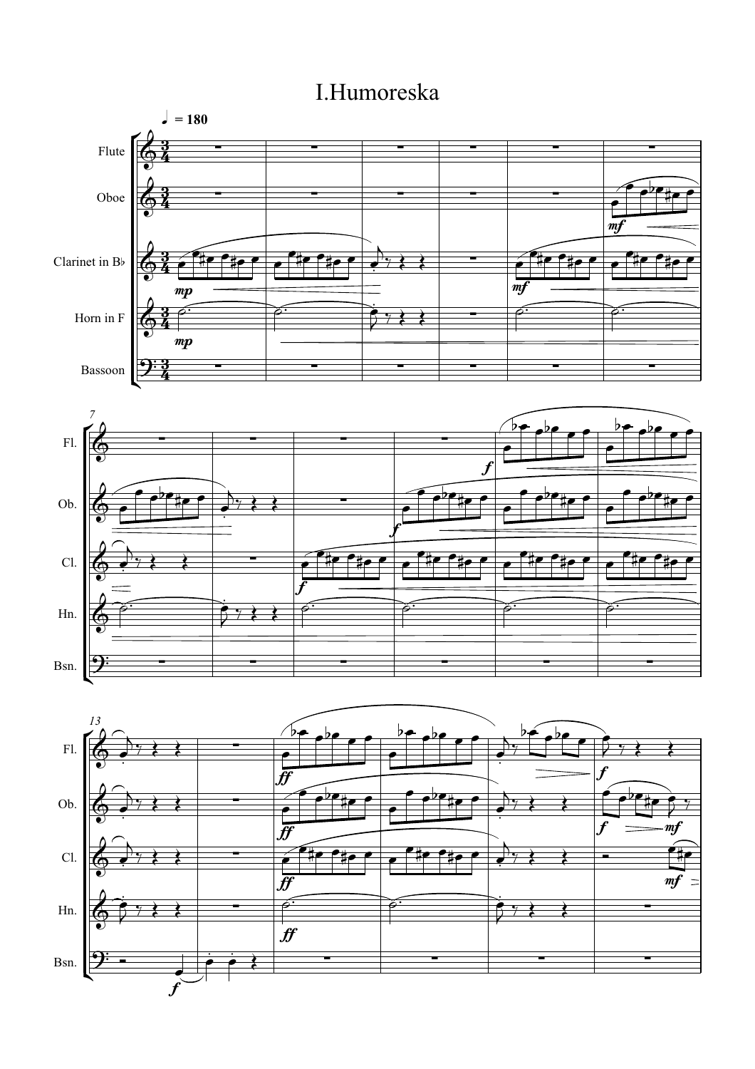# I.Humoreska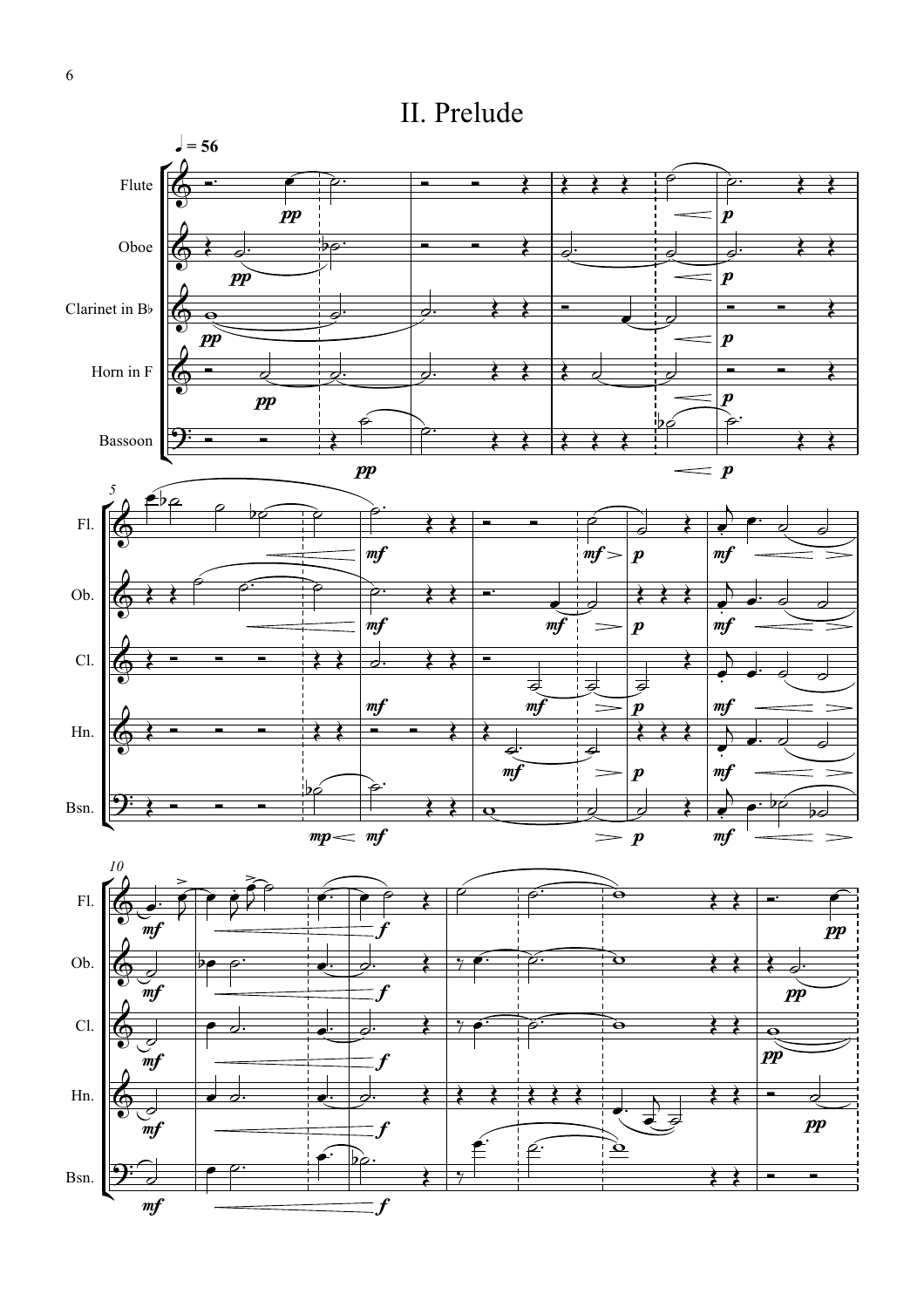# II. Prelude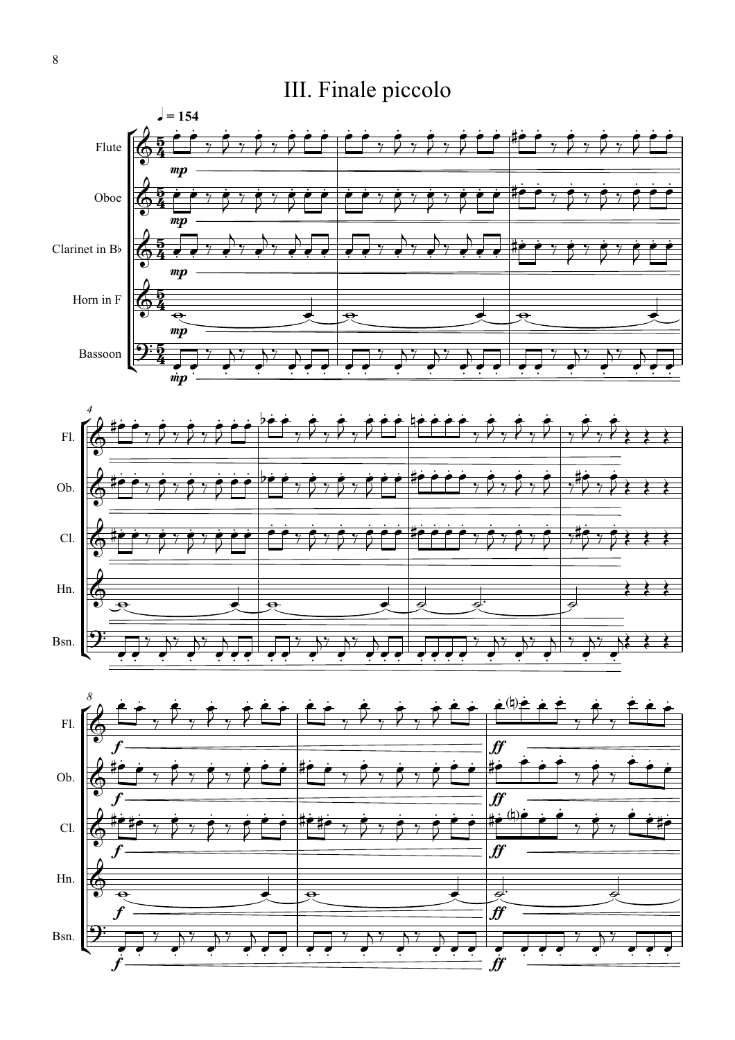# III. Finale piccolo